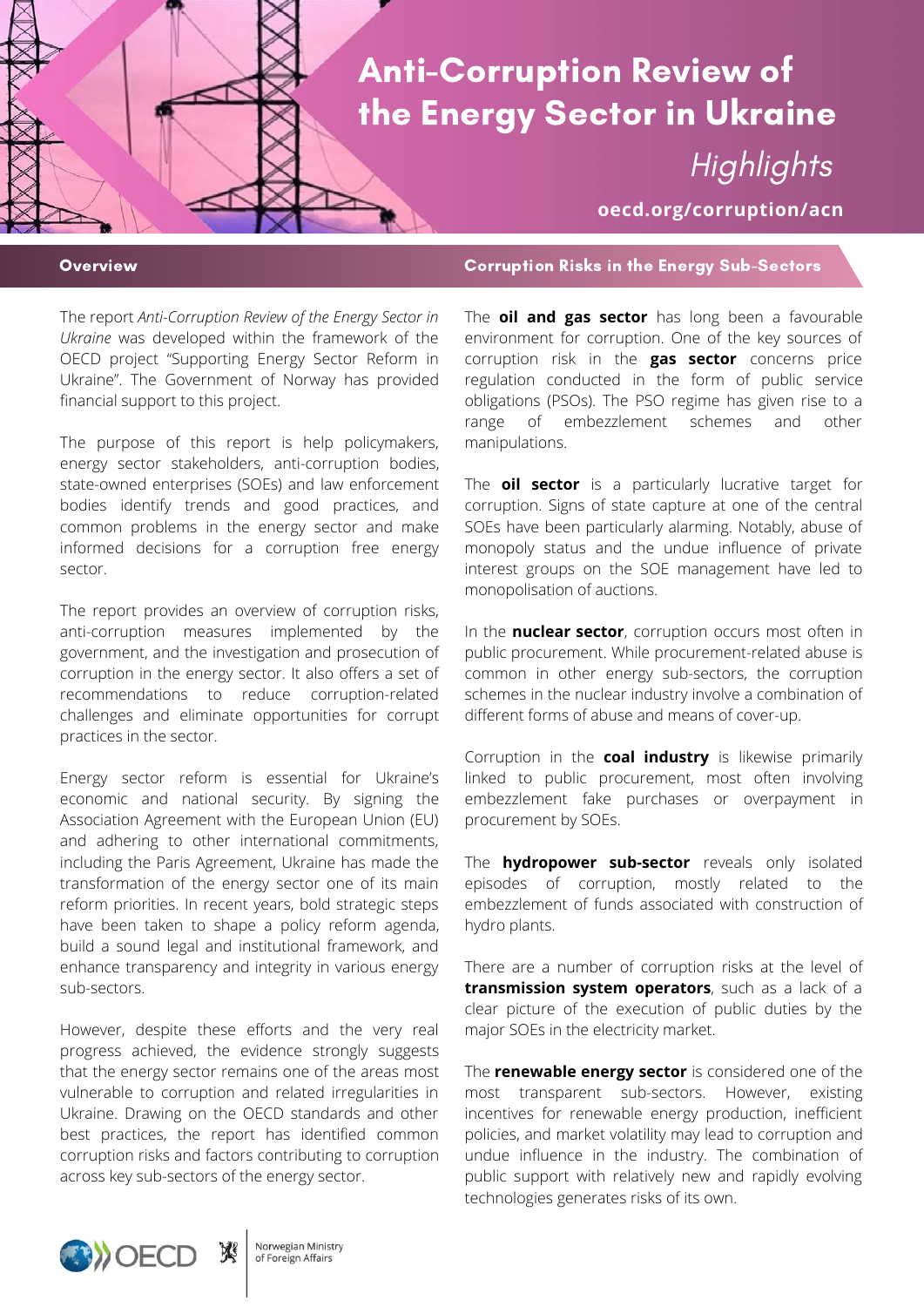# Anti-Corruption Review of the Energy Sector in Ukraine

*Highlights*

oecd.org/corruption/acn

## Overview

The report *Anti-Corruption Review of the Energy Sector in Ukraine* was developed within the framework of the OECD project "Supporting Energy Sector Reform in Ukraine". The Government of Norway has provided financial support to this project.

The purpose of this report is help policymakers, energy sector stakeholders, anti-corruption bodies, state-owned enterprises (SOEs) and law enforcement bodies identify trends and good practices, and common problems in the energy sector and make informed decisions for a corruption free energy sector.

The report provides an overview of corruption risks, anti-corruption measures implemented by the government, and the investigation and prosecution of corruption in the energy sector. It also offers a set of recommendations to reduce corruption-related challenges and eliminate opportunities for corrupt practices in the sector.

Energy sector reform is essential for Ukraine's economic and national security. By signing the Association Agreement with the European Union (EU) and adhering to other international commitments, including the Paris Agreement, Ukraine has made the transformation of the energy sector one of its main reform priorities. In recent years, bold strategic steps have been taken to shape a policy reform agenda, build a sound legal and institutional framework, and enhance transparency and integrity in various energy sub-sectors.

However, despite these efforts and the very real progress achieved, the evidence strongly suggests that the energy sector remains one of the areas most vulnerable to corruption and related irregularities in Ukraine. Drawing on the OECD standards and other best practices, the report has identified common corruption risks and factors contributing to corruption across key sub-sectors of the energy sector.

## Corruption Risks in the Energy Sub-Sectors

The **oil and gas sector** has long been a favourable environment for corruption. One of the key sources of corruption risk in the **gas sector** concerns price regulation conducted in the form of public service obligations (PSOs). The PSO regime has given rise to a range of embezzlement schemes and other manipulations.

The **oil sector** is a particularly lucrative target for corruption. Signs of state capture at one of the central SOEs have been particularly alarming. Notably, abuse of monopoly status and the undue influence of private interest groups on the SOE management have led to monopolisation of auctions.

In the **nuclear sector**, corruption occurs most often in public procurement. While procurement-related abuse is common in other energy sub-sectors, the corruption schemes in the nuclear industry involve a combination of different forms of abuse and means of cover-up.

Corruption in the **coal industry** is likewise primarily linked to public procurement, most often involving embezzlement fake purchases or overpayment in procurement by SOEs.

The **hydropower sub-sector** reveals only isolated episodes of corruption, mostly related to the embezzlement of funds associated with construction of hydro plants.

There are a number of corruption risks at the level of **transmission system operators**, such as a lack of a clear picture of the execution of public duties by the major SOEs in the electricity market.

The **renewable energy sector** is considered one of the most transparent sub-sectors. However, existing incentives for renewable energy production, inefficient policies, and market volatility may lead to corruption and undue influence in the industry. The combination of public support with relatively new and rapidly evolving technologies generates risks of its own.

OECD | Norwegian Ministry of Foreign Affairs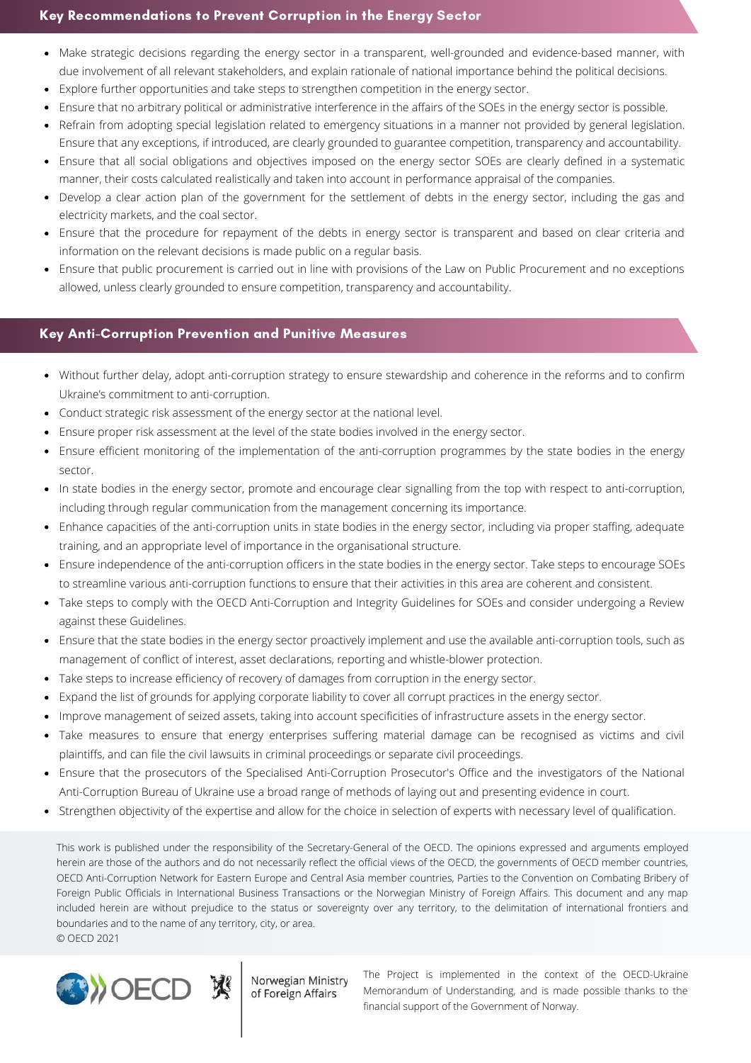## Key Recommendations to Prevent Corruption in the Energy Sector

- Make strategic decisions regarding the energy sector in a transparent, well-grounded and evidence-based manner, with due involvement of all relevant stakeholders, and explain rationale of national importance behind the political decisions.
- Explore further opportunities and take steps to strengthen competition in the energy sector.
- Ensure that no arbitrary political or administrative interference in the affairs of the SOEs in the energy sector is possible.
- Refrain from adopting special legislation related to emergency situations in a manner not provided by general legislation. Ensure that any exceptions, if introduced, are clearly grounded to guarantee competition, transparency and accountability.
- Ensure that all social obligations and objectives imposed on the energy sector SOEs are clearly defined in a systematic manner, their costs calculated realistically and taken into account in performance appraisal of the companies.
- Develop a clear action plan of the government for the settlement of debts in the energy sector, including the gas and electricity markets, and the coal sector.
- Ensure that the procedure for repayment of the debts in energy sector is transparent and based on clear criteria and information on the relevant decisions is made public on a regular basis.
- Ensure that public procurement is carried out in line with provisions of the Law on Public Procurement and no exceptions allowed, unless clearly grounded to ensure competition, transparency and accountability.

## Key Anti-Corruption Prevention and Punitive Measures

- Without further delay, adopt anti-corruption strategy to ensure stewardship and coherence in the reforms and to confirm Ukraine's commitment to anti-corruption.
- Conduct strategic risk assessment of the energy sector at the national level.
- Ensure proper risk assessment at the level of the state bodies involved in the energy sector.
- Ensure efficient monitoring of the implementation of the anti-corruption programmes by the state bodies in the energy sector.
- In state bodies in the energy sector, promote and encourage clear signalling from the top with respect to anti-corruption, including through regular communication from the management concerning its importance.
- Enhance capacities of the anti-corruption units in state bodies in the energy sector, including via proper staffing, adequate training, and an appropriate level of importance in the organisational structure.
- Ensure independence of the anti-corruption officers in the state bodies in the energy sector. Take steps to encourage SOEs to streamline various anti-corruption functions to ensure that their activities in this area are coherent and consistent.
- Take steps to comply with the OECD Anti-Corruption and Integrity Guidelines for SOEs and consider undergoing a Review against these Guidelines.
- Ensure that the state bodies in the energy sector proactively implement and use the available anti-corruption tools, such as management of conflict of interest, asset declarations, reporting and whistle-blower protection.
- Take steps to increase efficiency of recovery of damages from corruption in the energy sector.
- Expand the list of grounds for applying corporate liability to cover all corrupt practices in the energy sector.
- Improve management of seized assets, taking into account specificities of infrastructure assets in the energy sector.
- Take measures to ensure that energy enterprises suffering material damage can be recognised as victims and civil plaintiffs, and can file the civil lawsuits in criminal proceedings or separate civil proceedings.
- Ensure that the prosecutors of the Specialised Anti-Corruption Prosecutor's Office and the investigators of the National Anti-Corruption Bureau of Ukraine use a broad range of methods of laying out and presenting evidence in court.
- Strengthen objectivity of the expertise and allow for the choice in selection of experts with necessary level of qualification.

This work is published under the responsibility of the Secretary-General of the OECD. The opinions expressed and arguments employed herein are those of the authors and do not necessarily reflect the official views of the OECD, the governments of OECD member countries, OECD Anti-Corruption Network for Eastern Europe and Central Asia member countries, Parties to the Convention on Combating Bribery of Foreign Public Officials in International Business Transactions or the Norwegian Ministry of Foreign Affairs. This document and any map included herein are without prejudice to the status or sovereignty over any territory, to the delimitation of international frontiers and boundaries and to the name of any territory, city, or area.
© OECD 2021

OECD

Norwegian Ministry of Foreign Affairs

The Project is implemented in the context of the OECD-Ukraine Memorandum of Understanding, and is made possible thanks to the financial support of the Government of Norway.